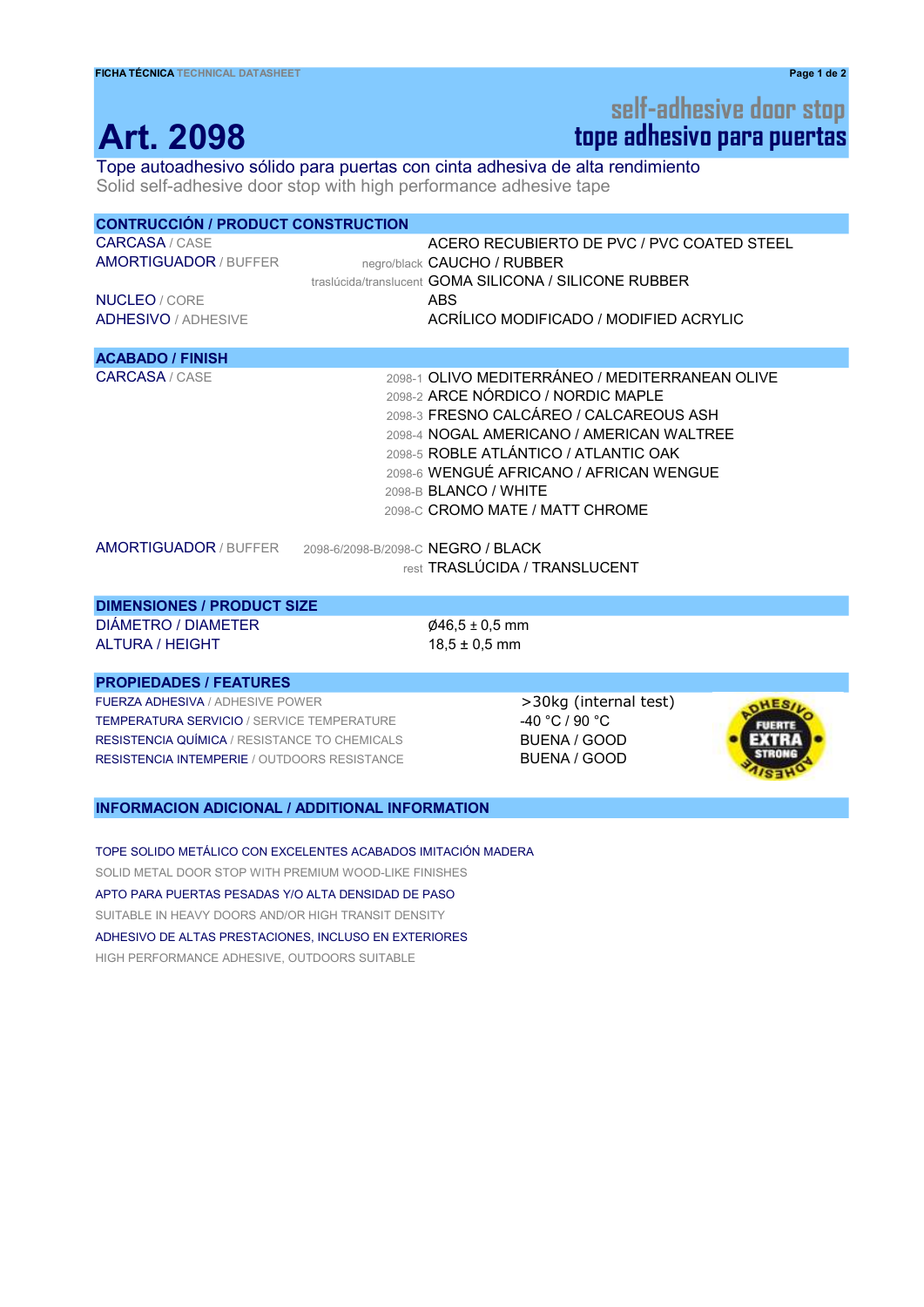**FICHA TÉCNICA** TECHNICAL DATASHEET

# Art. 2098

## self-adhesive door stop
## tope adhesivo para puertas

Tope autoadhesivo sólido para puertas con cinta adhesiva de alta rendimiento

Solid self-adhesive door stop with high performance adhesive tape

### CONTRUCCIÓN / PRODUCT CONSTRUCTION

| | | |
|---|---|---|
| CARCASA / CASE | | ACERO RECUBIERTO DE PVC / PVC COATED STEEL |
| AMORTIGUADOR / BUFFER | negro/black | CAUCHO / RUBBER |
| | traslúcida/translucent | GOMA SILICONA / SILICONE RUBBER |
| NUCLEO / CORE | | ABS |
| ADHESIVO / ADHESIVE | | ACRÍLICO MODIFICADO / MODIFIED ACRYLIC |

### ACABADO / FINISH

| | | |
|---|---|---|
| CARCASA / CASE | 2098-1 | OLIVO MEDITERRÁNEO / MEDITERRANEAN OLIVE |
| | 2098-2 | ARCE NÓRDICO / NORDIC MAPLE |
| | 2098-3 | FRESNO CALCÁREO / CALCAREOUS ASH |
| | 2098-4 | NOGAL AMERICANO / AMERICAN WALTREE |
| | 2098-5 | ROBLE ATLÁNTICO / ATLANTIC OAK |
| | 2098-6 | WENGUÉ AFRICANO / AFRICAN WENGUE |
| | 2098-B | BLANCO / WHITE |
| | 2098-C | CROMO MATE / MATT CHROME |
| AMORTIGUADOR / BUFFER | 2098-6/2098-B/2098-C | NEGRO / BLACK |
| | rest | TRASLÚCIDA / TRANSLUCENT |

### DIMENSIONES / PRODUCT SIZE

| | |
|---|---|
| DIÁMETRO / DIAMETER | Ø46,5 ± 0,5 mm |
| ALTURA / HEIGHT | 18,5 ± 0,5 mm |

### PROPIEDADES / FEATURES

| | |
|---|---|
| FUERZA ADHESIVA / ADHESIVE POWER | >30kg (internal test) |
| TEMPERATURA SERVICIO / SERVICE TEMPERATURE | -40 °C / 90 °C |
| RESISTENCIA QUÍMICA / RESISTANCE TO CHEMICALS | BUENA / GOOD |
| RESISTENCIA INTEMPERIE / OUTDOORS RESISTANCE | BUENA / GOOD |

ADHESIVO FUERTE EXTRA STRONG ADHESIVE

### INFORMACION ADICIONAL / ADDITIONAL INFORMATION

TOPE SOLIDO METÁLICO CON EXCELENTES ACABADOS IMITACIÓN MADERA

SOLID METAL DOOR STOP WITH PREMIUM WOOD-LIKE FINISHES

APTO PARA PUERTAS PESADAS Y/O ALTA DENSIDAD DE PASO

SUITABLE IN HEAVY DOORS AND/OR HIGH TRANSIT DENSITY

ADHESIVO DE ALTAS PRESTACIONES, INCLUSO EN EXTERIORES

HIGH PERFORMANCE ADHESIVE, OUTDOORS SUITABLE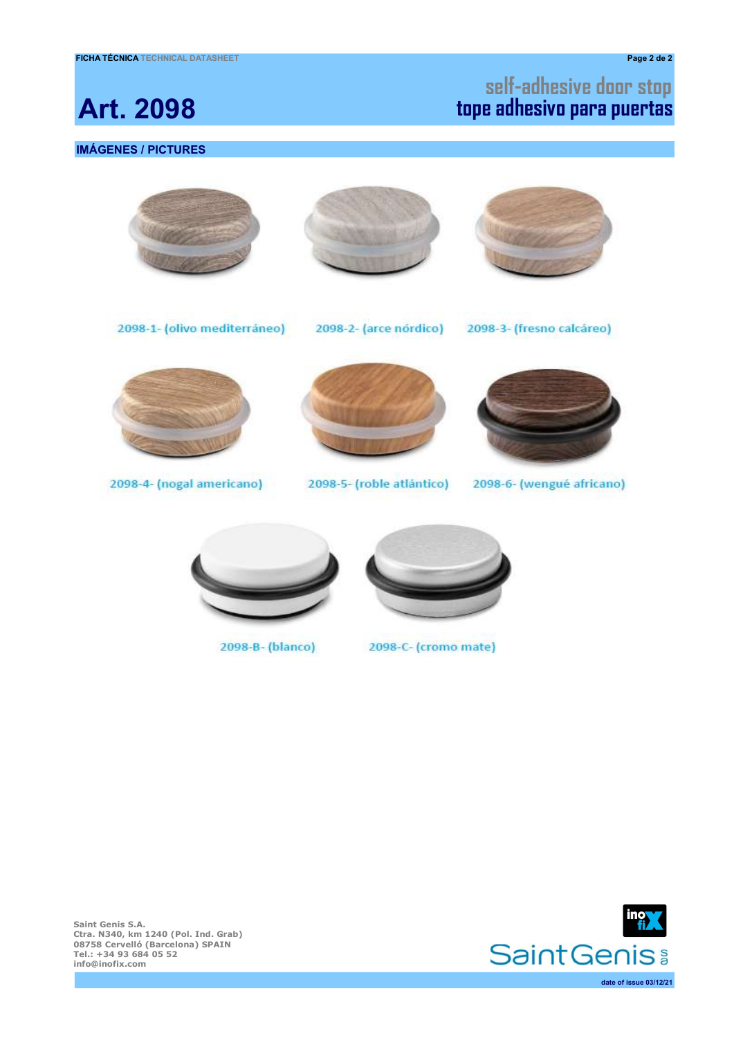# Art. 2098

**self-adhesive door stop**
**tope adhesivo para puertas**

## IMÁGENES / PICTURES

2098-1- (olivo mediterráneo)

2098-2- (arce nórdico)

2098-3- (fresno calcáreo)

2098-4- (nogal americano)

2098-5- (roble atlántico)

2098-6- (wengué africano)

2098-B- (blanco)

2098-C- (cromo mate)

**Saint Genis S.A.**
**Ctra. N340, km 1240 (Pol. Ind. Grab)**
**08758 Cervelló (Barcelona) SPAIN**
**Tel.: +34 93 684 05 52**
**info@inofix.com**

**date of issue 03/12/21**